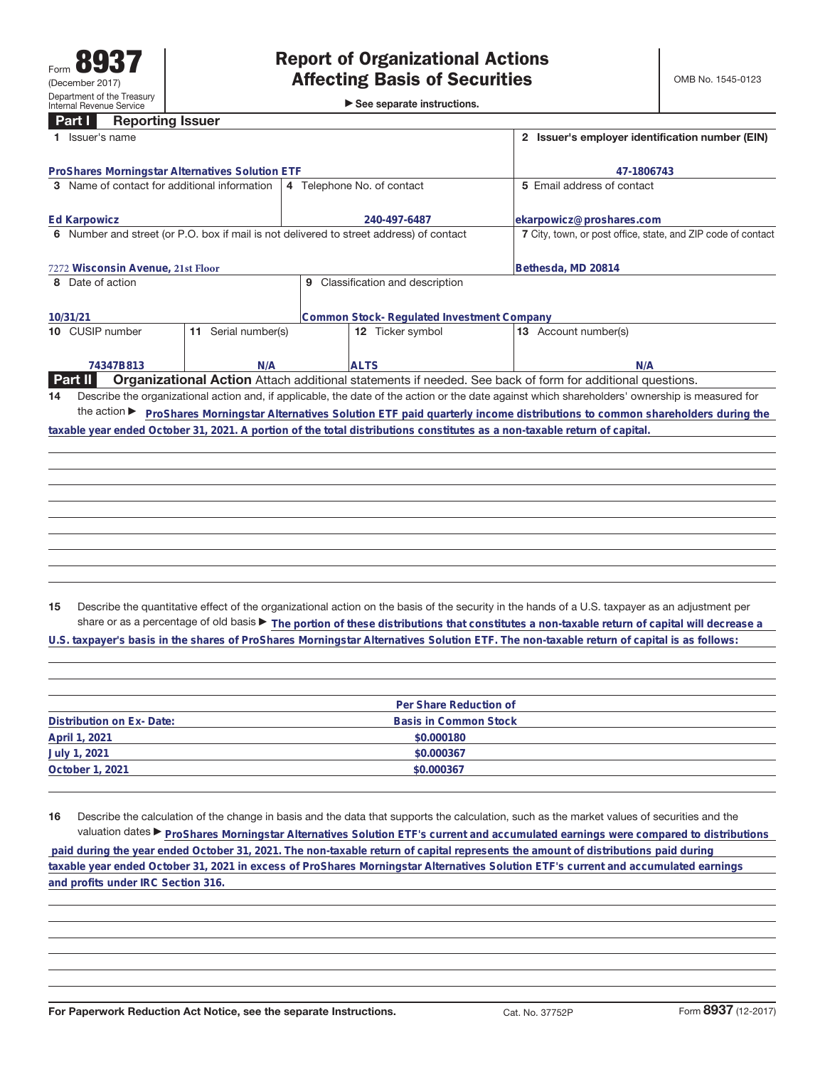Form **8937** (December 2017)
Department of the Treasury
Internal Revenue Service

# Report of Organizational Actions Affecting Basis of Securities

▶ See separate instructions.

OMB No. 1545-0123

## Part I Reporting Issuer

| 1 Issuer's name | | 2 Issuer's employer identification number (EIN) |
|---|---|---|
| ProShares Morningstar Alternatives Solution ETF | | 47-1806743 |
| 3 Name of contact for additional information | 4 Telephone No. of contact | 5 Email address of contact |
| Ed Karpowicz | 240-497-6487 | ekarpowicz@proshares.com |
| 6 Number and street (or P.O. box if mail is not delivered to street address) of contact | | 7 City, town, or post office, state, and ZIP code of contact |
| 7272 Wisconsin Avenue, 21st Floor | | Bethesda, MD 20814 |
| 8 Date of action | 9 Classification and description | |
| 10/31/21 | Common Stock- Regulated Investment Company | |

| 10 CUSIP number | 11 Serial number(s) | 12 Ticker symbol | 13 Account number(s) |
|---|---|---|---|
| 74347B813 | N/A | ALTS | N/A |

## Part II Organizational Action

Attach additional statements if needed. See back of form for additional questions.

**14** Describe the organizational action and, if applicable, the date of the action or the date against which shareholders' ownership is measured for the action ▶ ProShares Morningstar Alternatives Solution ETF paid quarterly income distributions to common shareholders during the taxable year ended October 31, 2021. A portion of the total distributions constitutes as a non-taxable return of capital.

**15** Describe the quantitative effect of the organizational action on the basis of the security in the hands of a U.S. taxpayer as an adjustment per share or as a percentage of old basis ▶ The portion of these distributions that constitutes a non-taxable return of capital will decrease a U.S. taxpayer's basis in the shares of ProShares Morningstar Alternatives Solution ETF. The non-taxable return of capital is as follows:

| Distribution on Ex- Date: | Per Share Reduction of Basis in Common Stock |
|---|---|
| April 1, 2021 | $0.000180 |
| July 1, 2021 | $0.000367 |
| October 1, 2021 | $0.000367 |

**16** Describe the calculation of the change in basis and the data that supports the calculation, such as the market values of securities and the valuation dates ▶ ProShares Morningstar Alternatives Solution ETF's current and accumulated earnings were compared to distributions paid during the year ended October 31, 2021. The non-taxable return of capital represents the amount of distributions paid during taxable year ended October 31, 2021 in excess of ProShares Morningstar Alternatives Solution ETF's current and accumulated earnings and profits under IRC Section 316.

For Paperwork Reduction Act Notice, see the separate Instructions. Cat. No. 37752P Form **8937** (12-2017)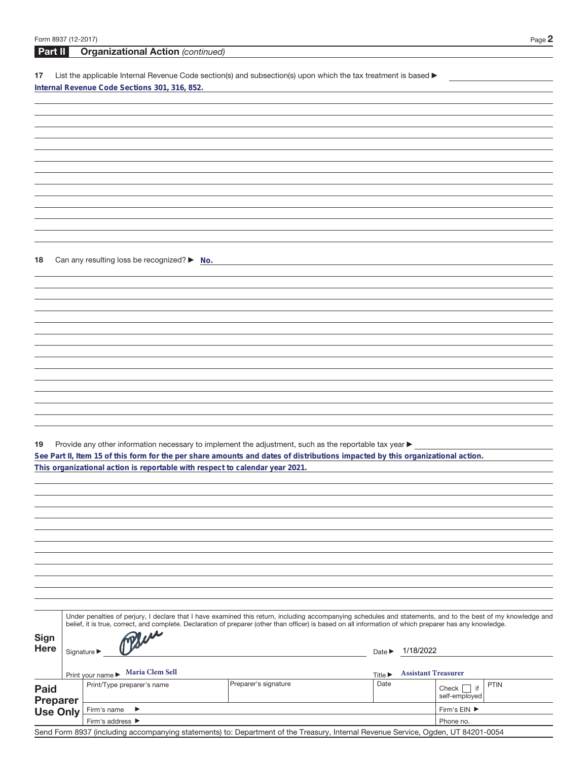Form 8937 (12-2017)

## Part II Organizational Action *(continued)*

**17** List the applicable Internal Revenue Code section(s) and subsection(s) upon which the tax treatment is based ▶

Internal Revenue Code Sections 301, 316, 852.

**18** Can any resulting loss be recognized? ▶ No.

**19** Provide any other information necessary to implement the adjustment, such as the reportable tax year ▶

See Part II, Item 15 of this form for the per share amounts and dates of distributions impacted by this organizational action.

This organizational action is reportable with respect to calendar year 2021.

**Sign Here**

Under penalties of perjury, I declare that I have examined this return, including accompanying schedules and statements, and to the best of my knowledge and belief, it is true, correct, and complete. Declaration of preparer (other than officer) is based on all information of which preparer has any knowledge.

Signature ▶ [signature] Date ▶ 1/18/2022

Print your name ▶ Maria Clem Sell Title ▶ Assistant Treasurer

**Paid Preparer Use Only**

| Print/Type preparer's name | Preparer's signature | Date | Check ☐ if self-employed | PTIN |
| --- | --- | --- | --- | --- |
| Firm's name ▶ | | | Firm's EIN ▶ | |
| Firm's address ▶ | | | Phone no. | |

Send Form 8937 (including accompanying statements) to: Department of the Treasury, Internal Revenue Service, Ogden, UT 84201-0054